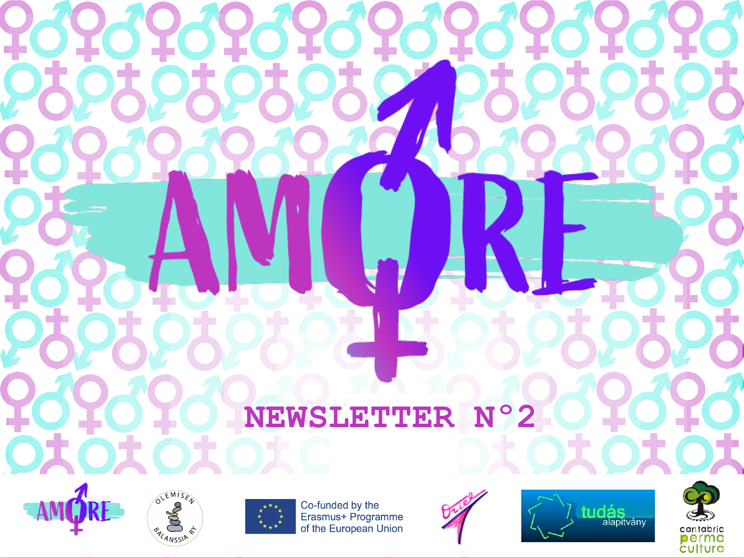# AMORE

## NEWSLETTER N°2

Co-funded by the Erasmus+ Programme of the European Union

OLEMISEN BALANSSIA RY

Oriel

tudás alapítvány

cantabria permacultura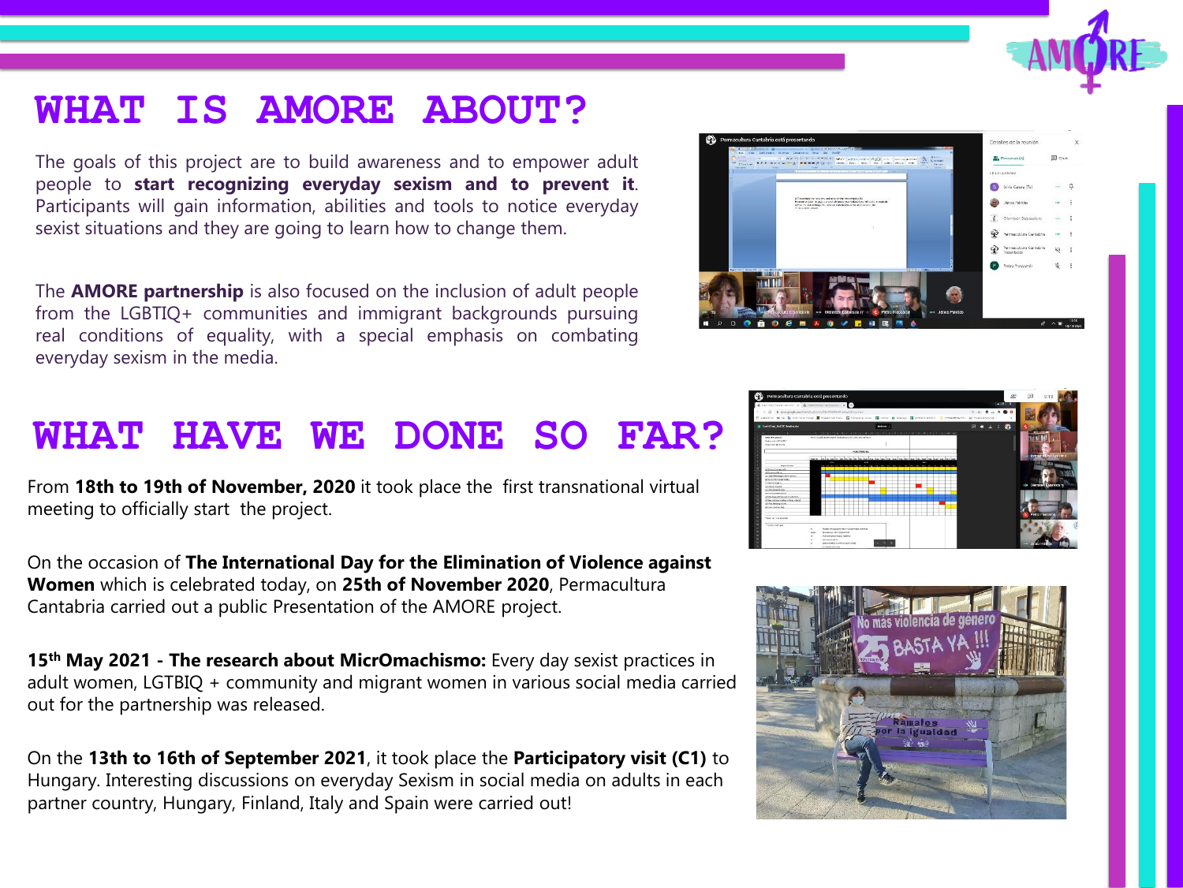# WHAT IS AMORE ABOUT?

The goals of this project are to build awareness and to empower adult people to **start recognizing everyday sexism and to prevent it**. Participants will gain information, abilities and tools to notice everyday sexist situations and they are going to learn how to change them.

The **AMORE partnership** is also focused on the inclusion of adult people from the LGBTIQ+ communities and immigrant backgrounds pursuing real conditions of equality, with a special emphasis on combating everyday sexism in the media.

# WHAT HAVE WE DONE SO FAR?

From **18th to 19th of November, 2020** it took place the first transnational virtual meeting to officially start the project.

On the occasion of **The International Day for the Elimination of Violence against Women** which is celebrated today, on **25th of November 2020**, Permacultura Cantabria carried out a public Presentation of the AMORE project.

**15th May 2021 - The research about MicrOmachismo:** Every day sexist practices in adult women, LGTBIQ + community and migrant women in various social media carried out for the partnership was released.

On the **13th to 16th of September 2021**, it took place the **Participatory visit (C1)** to Hungary. Interesting discussions on everyday Sexism in social media on adults in each partner country, Hungary, Finland, Italy and Spain were carried out!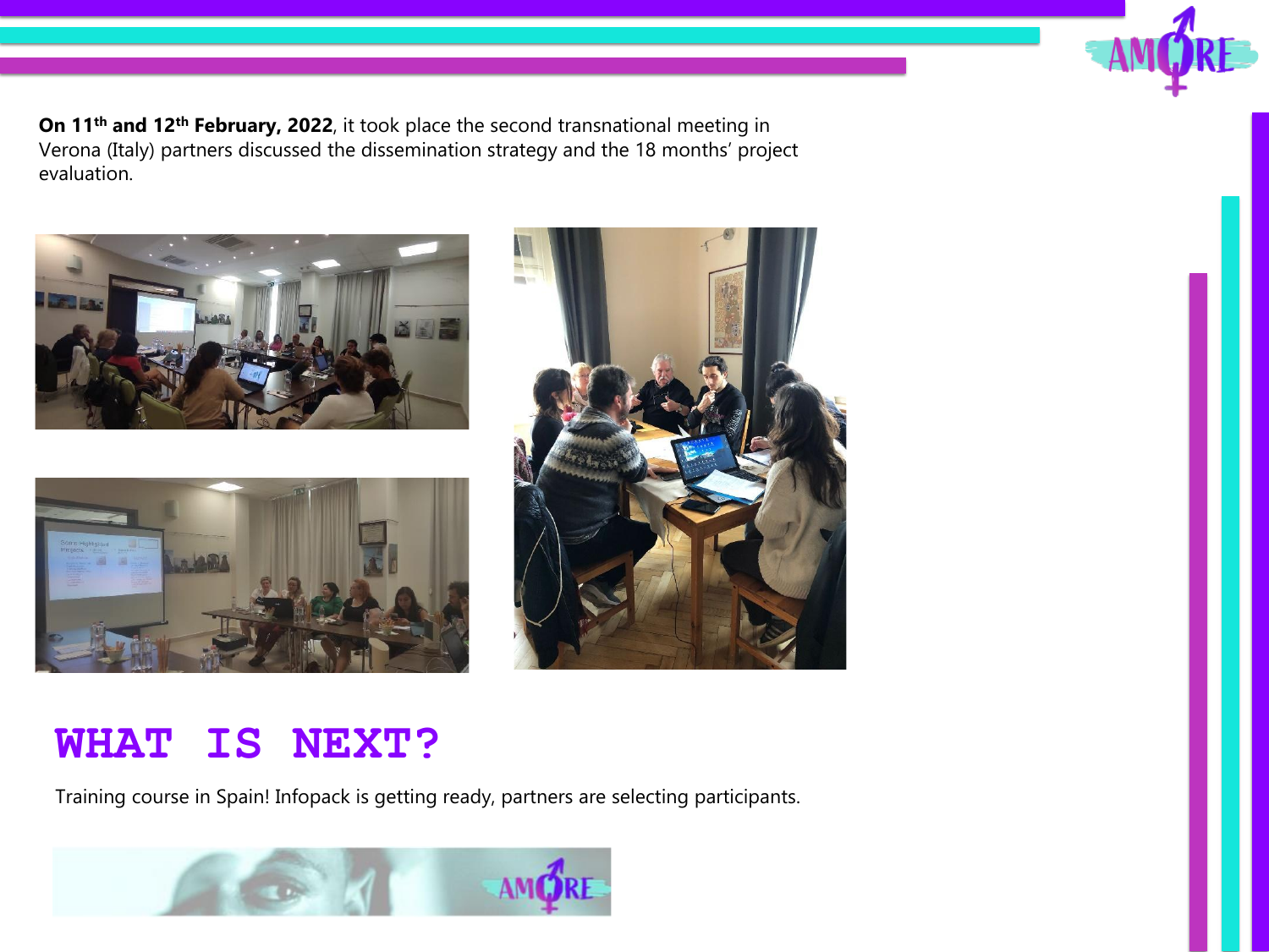**On 11th and 12th February, 2022**, it took place the second transnational meeting in Verona (Italy) partners discussed the dissemination strategy and the 18 months' project evaluation.

## WHAT IS NEXT?

Training course in Spain! Infopack is getting ready, partners are selecting participants.